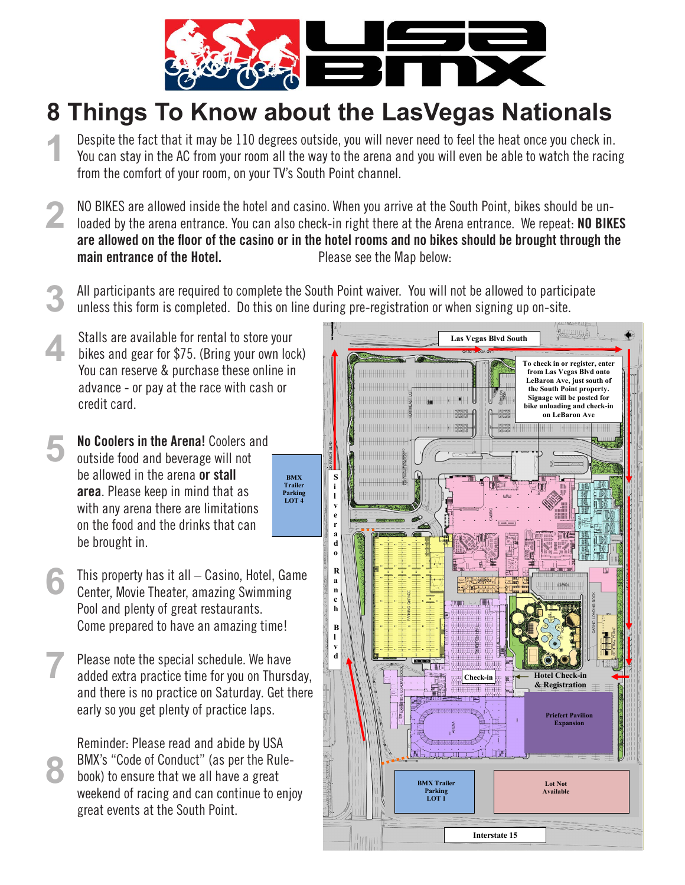# 8 Things To Know about the LasVegas Nationals

**1** Despite the fact that it may be 110 degrees outside, you will never need to feel the heat once you check in. You can stay in the AC from your room all the way to the arena and you will even be able to watch the racing from the comfort of your room, on your TV's South Point channel.

**2** NO BIKES are allowed inside the hotel and casino. When you arrive at the South Point, bikes should be unloaded by the arena entrance. You can also check-in right there at the Arena entrance. We repeat: **NO BIKES are allowed on the floor of the casino or in the hotel rooms and no bikes should be brought through the main entrance of the Hotel.** Please see the Map below:

**3** All participants are required to complete the South Point waiver. You will not be allowed to participate unless this form is completed. Do this on line during pre-registration or when signing up on-site.

**4** Stalls are available for rental to store your bikes and gear for $75. (Bring your own lock) You can reserve & purchase these online in advance - or pay at the race with cash or credit card.

**5** **No Coolers in the Arena!** Coolers and outside food and beverage will not be allowed in the arena **or stall area**. Please keep in mind that as with any arena there are limitations on the food and the drinks that can be brought in.

**6** This property has it all – Casino, Hotel, Game Center, Movie Theater, amazing Swimming Pool and plenty of great restaurants. Come prepared to have an amazing time!

**7** Please note the special schedule. We have added extra practice time for you on Thursday, and there is no practice on Saturday. Get there early so you get plenty of practice laps.

**8** Reminder: Please read and abide by USA BMX's "Code of Conduct" (as per the Rule-book) to ensure that we all have a great weekend of racing and can continue to enjoy great events at the South Point.

Las Vegas Blvd South

To check in or register, enter from Las Vegas Blvd onto LeBaron Ave, just south of the South Point property. Signage will be posted for bike unloading and check-in on LeBaron Ave

BMX Trailer Parking LOT 4

Silverado Ranch Blvd

Check-in

Hotel Check-in & Registration

Priefert Pavilion Expansion

BMX Trailer Parking LOT 1

Lot Not Available

Interstate 15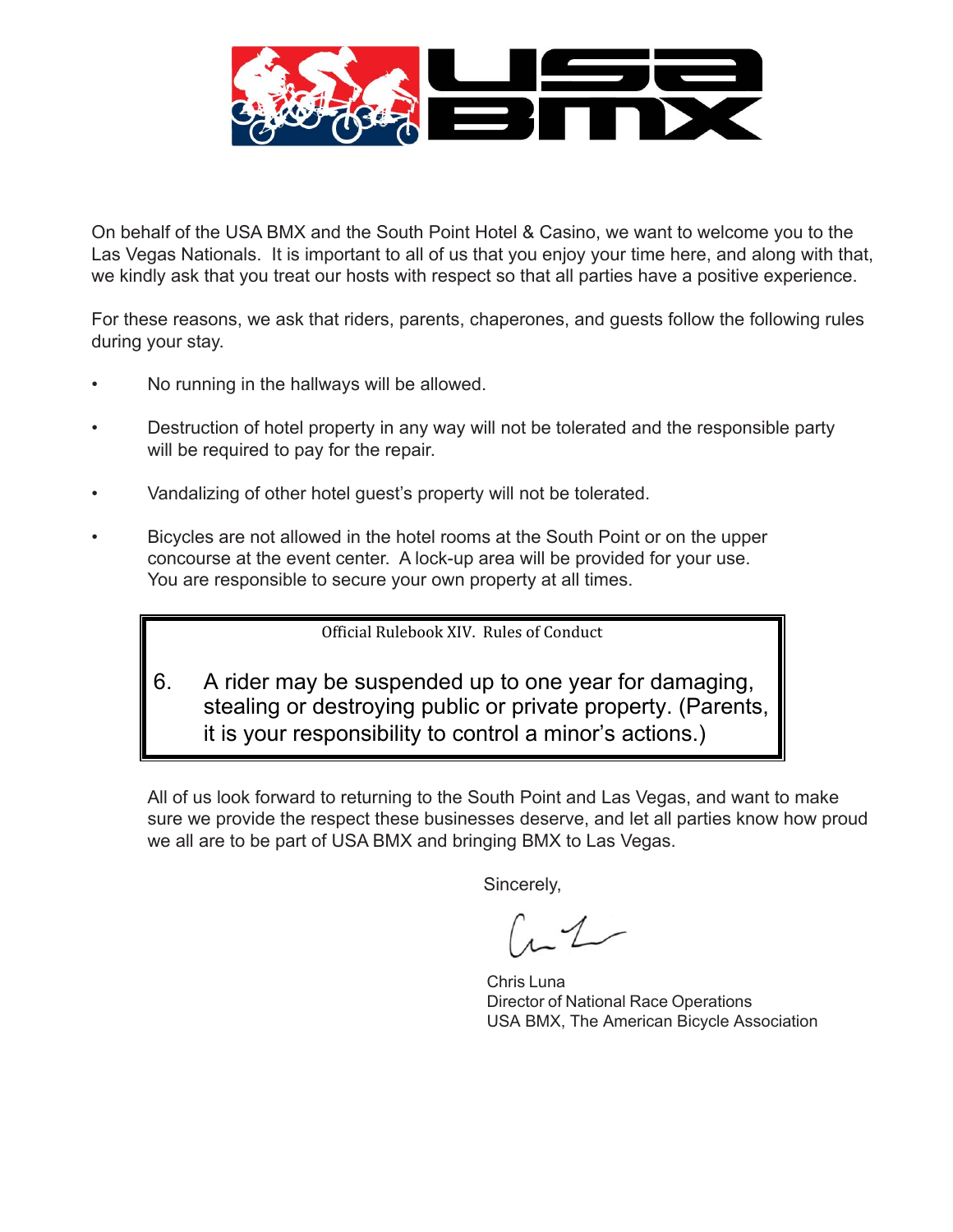On behalf of the USA BMX and the South Point Hotel & Casino, we want to welcome you to the Las Vegas Nationals. It is important to all of us that you enjoy your time here, and along with that, we kindly ask that you treat our hosts with respect so that all parties have a positive experience.

For these reasons, we ask that riders, parents, chaperones, and guests follow the following rules during your stay.

- No running in the hallways will be allowed.
- Destruction of hotel property in any way will not be tolerated and the responsible party will be required to pay for the repair.
- Vandalizing of other hotel guest's property will not be tolerated.
- Bicycles are not allowed in the hotel rooms at the South Point or on the upper concourse at the event center. A lock-up area will be provided for your use. You are responsible to secure your own property at all times.

> Official Rulebook XIV. Rules of Conduct
>
> 6. A rider may be suspended up to one year for damaging, stealing or destroying public or private property. (Parents, it is your responsibility to control a minor's actions.)

All of us look forward to returning to the South Point and Las Vegas, and want to make sure we provide the respect these businesses deserve, and let all parties know how proud we all are to be part of USA BMX and bringing BMX to Las Vegas.

Sincerely,

Chris Luna
Director of National Race Operations
USA BMX, The American Bicycle Association